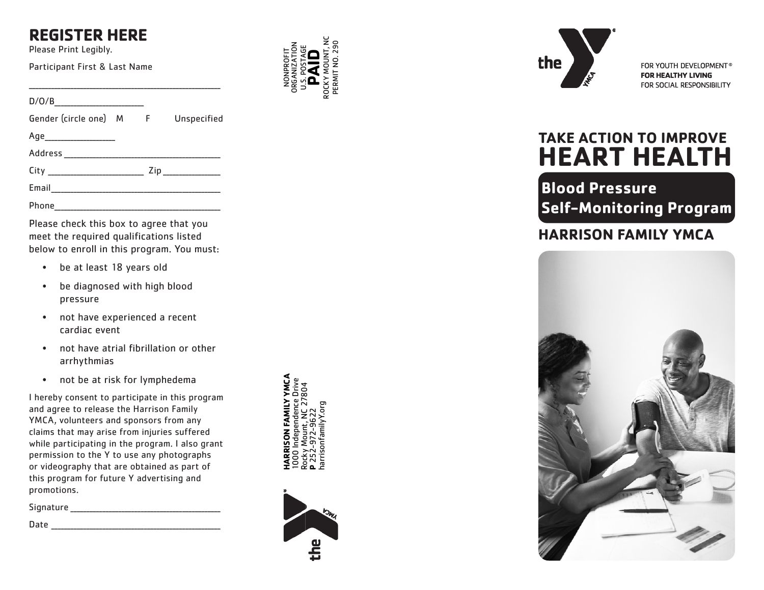## REGISTER HERE

Please Print Legibly.

Participant First & Last Name

_______________________________________

D/O/B___________________

Gender (circle one)  M  F  Unspecified

Age______________

Address ________________________________

City ___________________ Zip ___________

Email___________________________________

Phone__________________________________

Please check this box to agree that you meet the required qualifications listed below to enroll in this program. You must:

- be at least 18 years old
- be diagnosed with high blood pressure
- not have experienced a recent cardiac event
- not have atrial fibrillation or other arrhythmias
- not be at risk for lymphedema

I hereby consent to participate in this program and agree to release the Harrison Family YMCA, volunteers and sponsors from any claims that may arise from injuries suffered while participating in the program. I also grant permission to the Y to use any photographs or videography that are obtained as part of this program for future Y advertising and promotions.

Signature ______________________________

Date __________________________________

NONPROFIT ORGANIZATION
U.S. POSTAGE
**PAID**
ROCKY MOUNT, NC
PERMIT NO. 290

**HARRISON FAMILY YMCA**
1000 Independence Drive
Rocky Mount, NC 27804
**P** 252-972-9622
harrisonfamilyY.org

the YMCA

FOR YOUTH DEVELOPMENT®
**FOR HEALTHY LIVING**
FOR SOCIAL RESPONSIBILITY

# TAKE ACTION TO IMPROVE HEART HEALTH

## Blood Pressure Self-Monitoring Program

## HARRISON FAMILY YMCA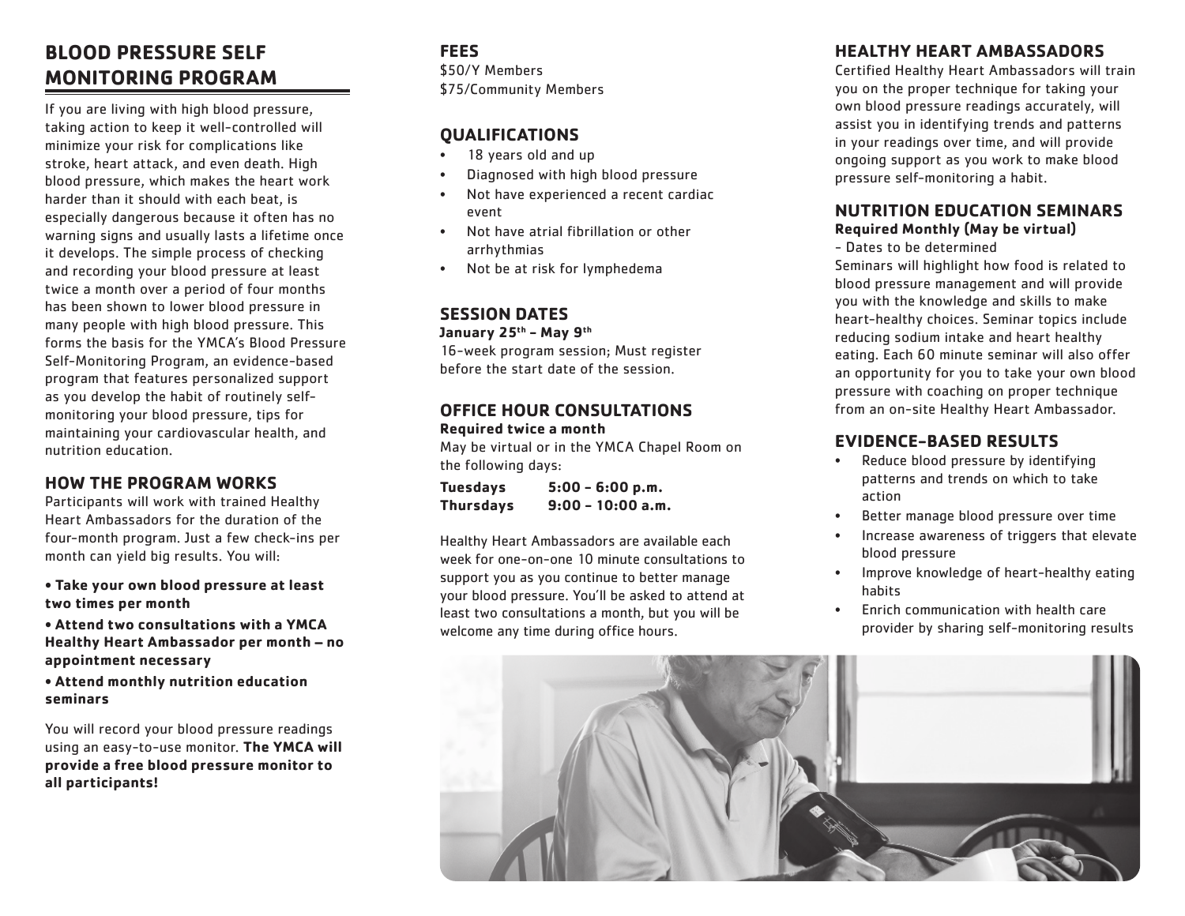## BLOOD PRESSURE SELF MONITORING PROGRAM

If you are living with high blood pressure, taking action to keep it well-controlled will minimize your risk for complications like stroke, heart attack, and even death. High blood pressure, which makes the heart work harder than it should with each beat, is especially dangerous because it often has no warning signs and usually lasts a lifetime once it develops. The simple process of checking and recording your blood pressure at least twice a month over a period of four months has been shown to lower blood pressure in many people with high blood pressure. This forms the basis for the YMCA's Blood Pressure Self-Monitoring Program, an evidence-based program that features personalized support as you develop the habit of routinely self-monitoring your blood pressure, tips for maintaining your cardiovascular health, and nutrition education.

### HOW THE PROGRAM WORKS

Participants will work with trained Healthy Heart Ambassadors for the duration of the four-month program. Just a few check-ins per month can yield big results. You will:

- **Take your own blood pressure at least two times per month**
- **Attend two consultations with a YMCA Healthy Heart Ambassador per month – no appointment necessary**
- **Attend monthly nutrition education seminars**

You will record your blood pressure readings using an easy-to-use monitor. **The YMCA will provide a free blood pressure monitor to all participants!**

### FEES

$50/Y Members
$75/Community Members

### QUALIFICATIONS

- 18 years old and up
- Diagnosed with high blood pressure
- Not have experienced a recent cardiac event
- Not have atrial fibrillation or other arrhythmias
- Not be at risk for lymphedema

### SESSION DATES

**January 25th – May 9th**

16-week program session; Must register before the start date of the session.

### OFFICE HOUR CONSULTATIONS

**Required twice a month**

May be virtual or in the YMCA Chapel Room on the following days:

| | |
|---|---|
| **Tuesdays** | **5:00 – 6:00 p.m.** |
| **Thursdays** | **9:00 – 10:00 a.m.** |

Healthy Heart Ambassadors are available each week for one-on-one 10 minute consultations to support you as you continue to better manage your blood pressure. You'll be asked to attend at least two consultations a month, but you will be welcome any time during office hours.

### HEALTHY HEART AMBASSADORS

Certified Healthy Heart Ambassadors will train you on the proper technique for taking your own blood pressure readings accurately, will assist you in identifying trends and patterns in your readings over time, and will provide ongoing support as you work to make blood pressure self-monitoring a habit.

### NUTRITION EDUCATION SEMINARS

**Required Monthly (May be virtual)**

- Dates to be determined

Seminars will highlight how food is related to blood pressure management and will provide you with the knowledge and skills to make heart-healthy choices. Seminar topics include reducing sodium intake and heart healthy eating. Each 60 minute seminar will also offer an opportunity for you to take your own blood pressure with coaching on proper technique from an on-site Healthy Heart Ambassador.

### EVIDENCE-BASED RESULTS

- Reduce blood pressure by identifying patterns and trends on which to take action
- Better manage blood pressure over time
- Increase awareness of triggers that elevate blood pressure
- Improve knowledge of heart-healthy eating habits
- Enrich communication with health care provider by sharing self-monitoring results